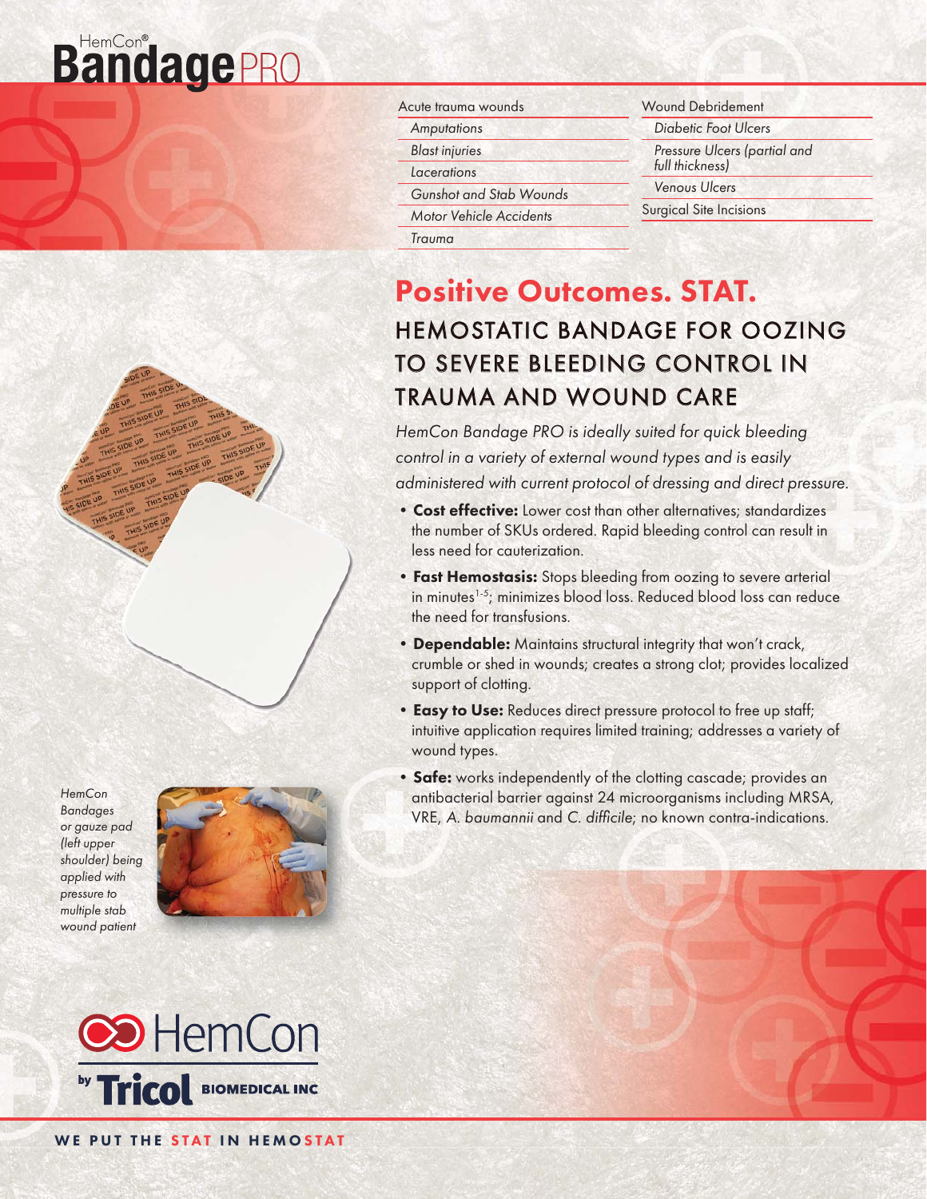# HemCon® Bandage PRO

| Acute trauma wounds |
| --- |
| *Amputations* |
| *Blast injuries* |
| *Lacerations* |
| *Gunshot and Stab Wounds* |
| *Motor Vehicle Accidents* |
| *Trauma* |

| Wound Debridement |
| --- |
| *Diabetic Foot Ulcers* |
| *Pressure Ulcers (partial and full thickness)* |
| *Venous Ulcers* |
| Surgical Site Incisions |

## Positive Outcomes. STAT.

### HEMOSTATIC BANDAGE FOR OOZING TO SEVERE BLEEDING CONTROL IN TRAUMA AND WOUND CARE

*HemCon Bandage PRO is ideally suited for quick bleeding control in a variety of external wound types and is easily administered with current protocol of dressing and direct pressure.*

- **Cost effective:** Lower cost than other alternatives; standardizes the number of SKUs ordered. Rapid bleeding control can result in less need for cauterization.
- **Fast Hemostasis:** Stops bleeding from oozing to severe arterial in minutes[1-5]; minimizes blood loss. Reduced blood loss can reduce the need for transfusions.
- **Dependable:** Maintains structural integrity that won't crack, crumble or shed in wounds; creates a strong clot; provides localized support of clotting.
- **Easy to Use:** Reduces direct pressure protocol to free up staff; intuitive application requires limited training; addresses a variety of wound types.
- **Safe:** works independently of the clotting cascade; provides an antibacterial barrier against 24 microorganisms including MRSA, VRE, *A. baumannii* and *C. difficile*; no known contra-indications.

*HemCon Bandages or gauze pad (left upper shoulder) being applied with pressure to multiple stab wound patient*

HemCon by Tricol BIOMEDICAL INC

WE PUT THE STAT IN HEMOSTAT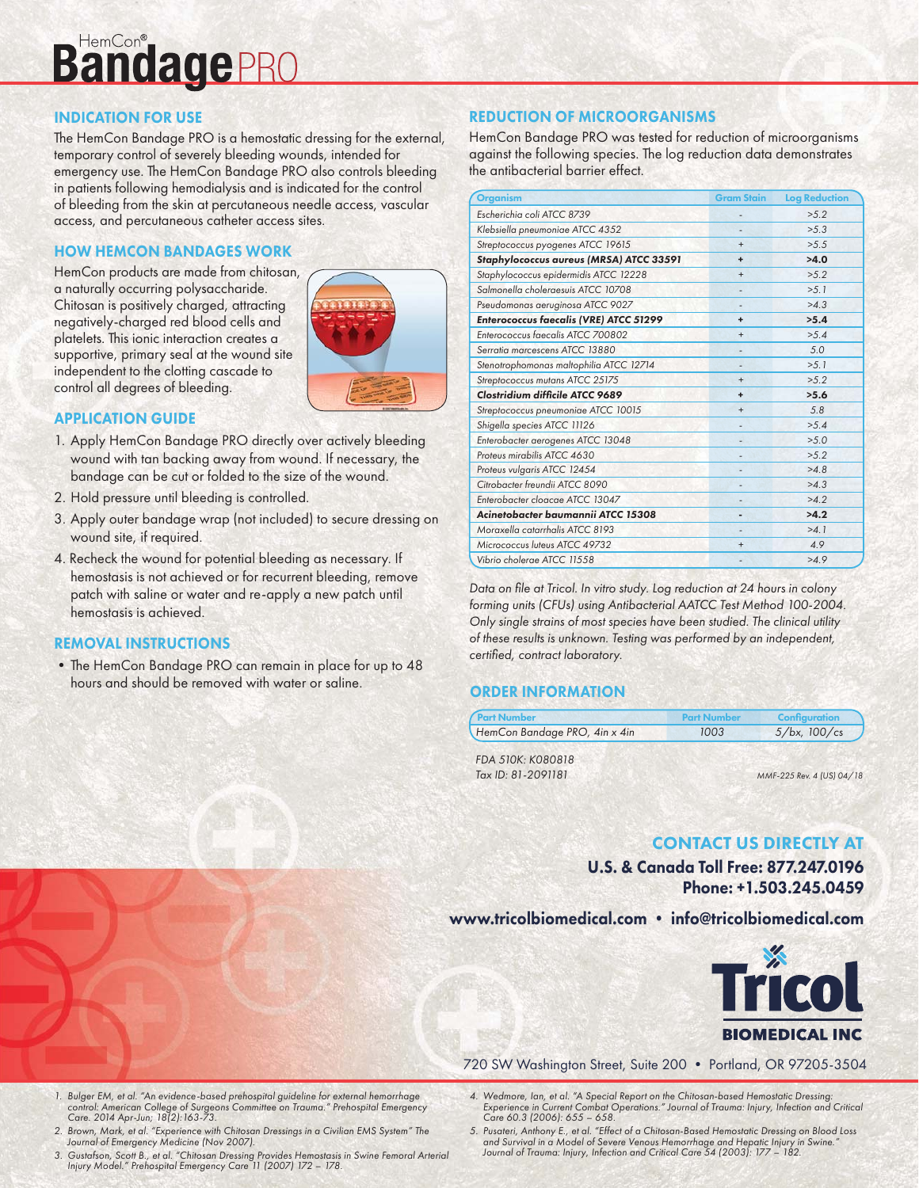# HemCon® Bandage PRO

## INDICATION FOR USE

The HemCon Bandage PRO is a hemostatic dressing for the external, temporary control of severely bleeding wounds, intended for emergency use. The HemCon Bandage PRO also controls bleeding in patients following hemodialysis and is indicated for the control of bleeding from the skin at percutaneous needle access, vascular access, and percutaneous catheter access sites.

## HOW HEMCON BANDAGES WORK

HemCon products are made from chitosan, a naturally occurring polysaccharide. Chitosan is positively charged, attracting negatively-charged red blood cells and platelets. This ionic interaction creates a supportive, primary seal at the wound site independent to the clotting cascade to control all degrees of bleeding.

## APPLICATION GUIDE

1. Apply HemCon Bandage PRO directly over actively bleeding wound with tan backing away from wound. If necessary, the bandage can be cut or folded to the size of the wound.
2. Hold pressure until bleeding is controlled.
3. Apply outer bandage wrap (not included) to secure dressing on wound site, if required.
4. Recheck the wound for potential bleeding as necessary. If hemostasis is not achieved or for recurrent bleeding, remove patch with saline or water and re-apply a new patch until hemostasis is achieved.

## REMOVAL INSTRUCTIONS

- The HemCon Bandage PRO can remain in place for up to 48 hours and should be removed with water or saline.

## REDUCTION OF MICROORGANISMS

HemCon Bandage PRO was tested for reduction of microorganisms against the following species. The log reduction data demonstrates the antibacterial barrier effect.

| Organism | Gram Stain | Log Reduction |
|---|---|---|
| *Escherichia coli ATCC 8739* | - | >5.2 |
| *Klebsiella pneumoniae ATCC 4352* | - | >5.3 |
| *Streptococcus pyogenes ATCC 19615* | + | >5.5 |
| ***Staphylococcus aureus (MRSA) ATCC 33591*** | **+** | **>4.0** |
| *Staphylococcus epidermidis ATCC 12228* | + | >5.2 |
| *Salmonella choleraesuis ATCC 10708* | - | >5.1 |
| *Pseudomonas aeruginosa ATCC 9027* | - | >4.3 |
| ***Enterococcus faecalis (VRE) ATCC 51299*** | **+** | **>5.4** |
| *Enterococcus faecalis ATCC 700802* | + | >5.4 |
| *Serratia marcescens ATCC 13880* | - | 5.0 |
| *Stenotrophomonas maltophilia ATCC 12714* | - | >5.1 |
| *Streptococcus mutans ATCC 25175* | + | >5.2 |
| ***Clostridium difficile ATCC 9689*** | **+** | **>5.6** |
| *Streptococcus pneumoniae ATCC 10015* | + | 5.8 |
| *Shigella species ATCC 11126* | - | >5.4 |
| *Enterobacter aerogenes ATCC 13048* | - | >5.0 |
| *Proteus mirabilis ATCC 4630* | - | >5.2 |
| *Proteus vulgaris ATCC 12454* | - | >4.8 |
| *Citrobacter freundii ATCC 8090* | - | >4.3 |
| *Enterobacter cloacae ATCC 13047* | - | >4.2 |
| ***Acinetobacter baumannii ATCC 15308*** | **-** | **>4.2** |
| *Moraxella catarrhalis ATCC 8193* | - | >4.1 |
| *Micrococcus luteus ATCC 49732* | + | 4.9 |
| *Vibrio cholerae ATCC 11558* | - | >4.9 |

*Data on file at Tricol. In vitro study. Log reduction at 24 hours in colony forming units (CFUs) using Antibacterial AATCC Test Method 100-2004. Only single strains of most species have been studied. The clinical utility of these results is unknown. Testing was performed by an independent, certified, contract laboratory.*

## ORDER INFORMATION

| Part Number | Part Number | Configuration |
|---|---|---|
| HemCon Bandage PRO, 4in x 4in | 1003 | 5/bx, 100/cs |

*FDA 510K: K080818*
*Tax ID: 81-2091181*

*MMF-225 Rev. 4 (US) 04/18*

## CONTACT US DIRECTLY AT

**U.S. & Canada Toll Free: 877.247.0196**
**Phone: +1.503.245.0459**

**www.tricolbiomedical.com • info@tricolbiomedical.com**

**Tricol BIOMEDICAL INC**

720 SW Washington Street, Suite 200 • Portland, OR 97205-3504

1. *Bulger EM, et al. "An evidence-based prehospital guideline for external hemorrhage control: American College of Surgeons Committee on Trauma." Prehospital Emergency Care. 2014 Apr-Jun; 18(2):163-73.*
2. *Brown, Mark, et al. "Experience with Chitosan Dressings in a Civilian EMS System" The Journal of Emergency Medicine (Nov 2007).*
3. *Gustafson, Scott B., et al. "Chitosan Dressing Provides Hemostasis in Swine Femoral Arterial Injury Model." Prehospital Emergency Care 11 (2007) 172 – 178.*
4. *Wedmore, Ian, et al. "A Special Report on the Chitosan-based Hemostatic Dressing: Experience in Current Combat Operations." Journal of Trauma: Injury, Infection and Critical Care 60.3 (2006): 655 – 658.*
5. *Pusateri, Anthony E., et al. "Effect of a Chitosan-Based Hemostatic Dressing on Blood Loss and Survival in a Model of Severe Venous Hemorrhage and Hepatic Injury in Swine." Journal of Trauma: Injury, Infection and Critical Care 54 (2003): 177 – 182.*